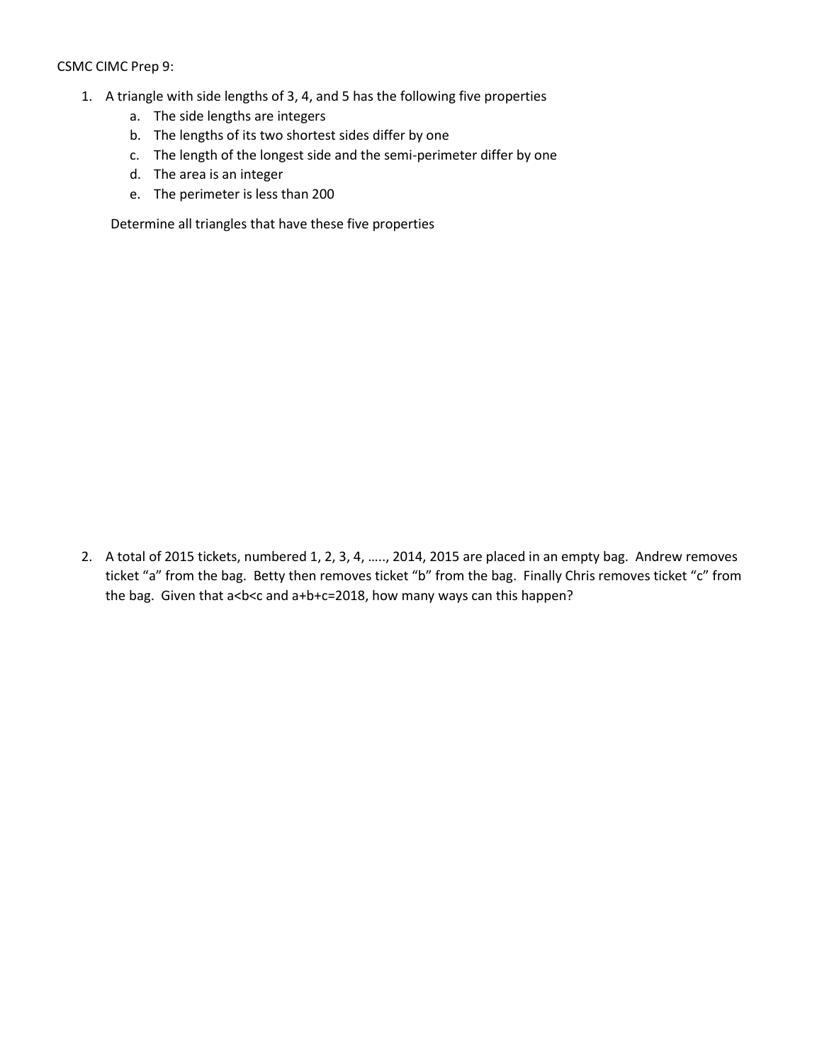CSMC CIMC Prep 9:

1. A triangle with side lengths of 3, 4, and 5 has the following five properties
   a. The side lengths are integers
   b. The lengths of its two shortest sides differ by one
   c. The length of the longest side and the semi-perimeter differ by one
   d. The area is an integer
   e. The perimeter is less than 200

   Determine all triangles that have these five properties

2. A total of 2015 tickets, numbered 1, 2, 3, 4, ….., 2014, 2015 are placed in an empty bag. Andrew removes ticket "a" from the bag. Betty then removes ticket "b" from the bag. Finally Chris removes ticket "c" from the bag. Given that $a<b<c$ and $a+b+c=2018$, how many ways can this happen?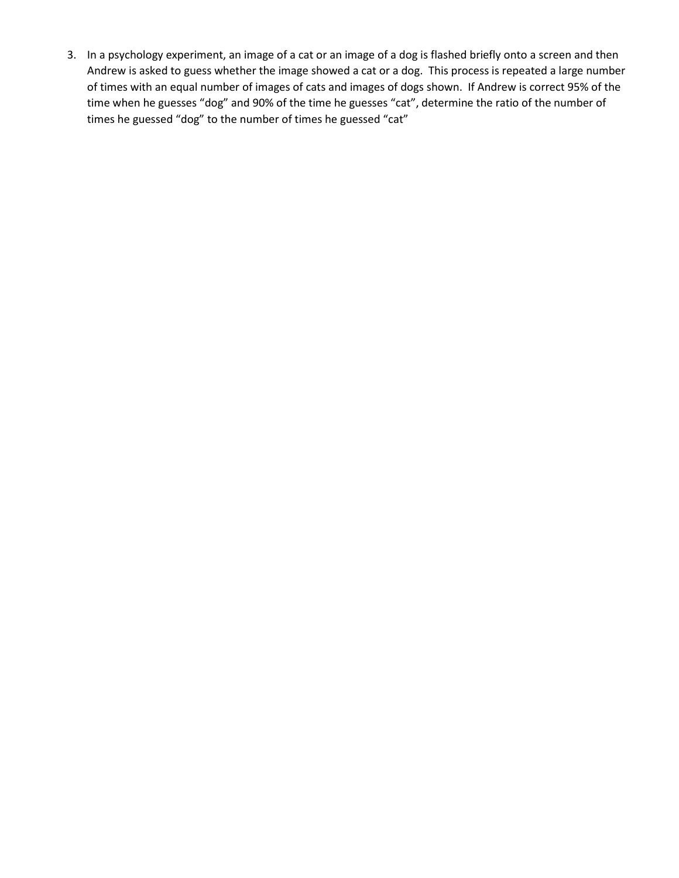3. In a psychology experiment, an image of a cat or an image of a dog is flashed briefly onto a screen and then Andrew is asked to guess whether the image showed a cat or a dog. This process is repeated a large number of times with an equal number of images of cats and images of dogs shown. If Andrew is correct 95% of the time when he guesses “dog” and 90% of the time he guesses “cat”, determine the ratio of the number of times he guessed “dog” to the number of times he guessed “cat”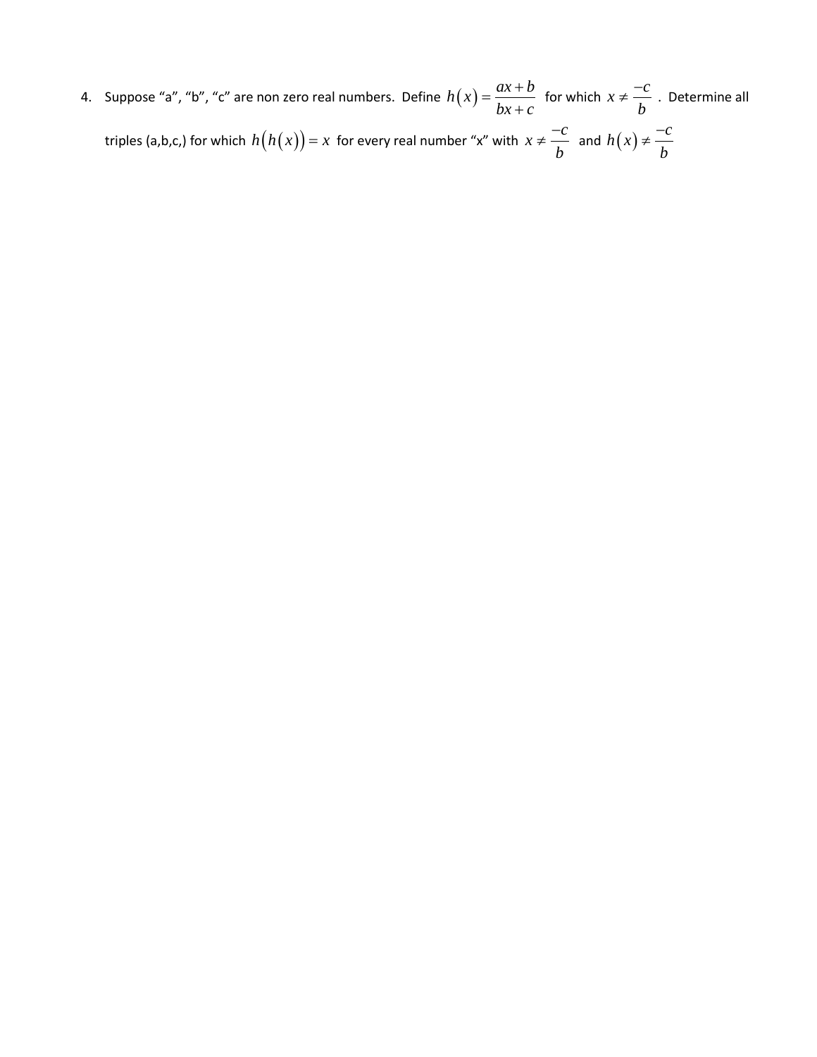4. Suppose “a”, “b”, “c” are non zero real numbers. Define $h(x) = \dfrac{ax+b}{bx+c}$ for which $x \neq \dfrac{-c}{b}$. Determine all triples (a,b,c,) for which $h(h(x)) = x$ for every real number “x” with $x \neq \dfrac{-c}{b}$ and $h(x) \neq \dfrac{-c}{b}$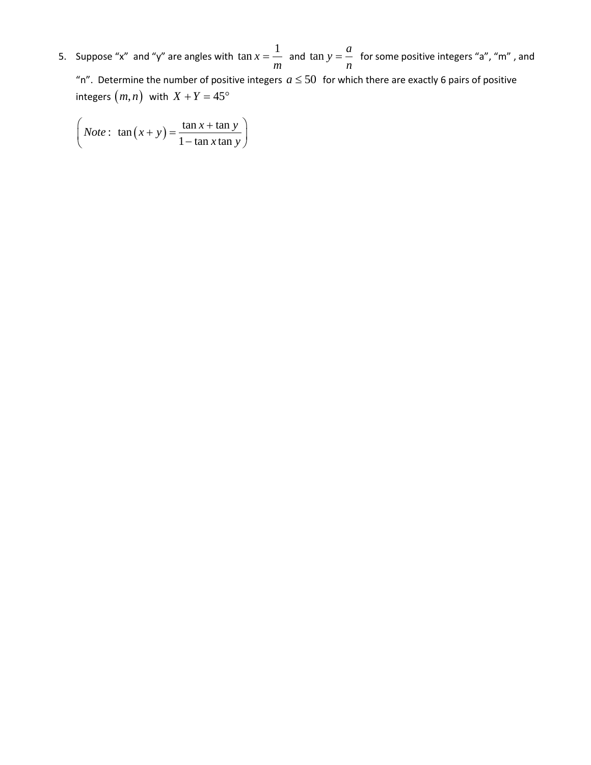5. Suppose “x” and “y” are angles with $\tan x = \dfrac{1}{m}$ and $\tan y = \dfrac{a}{n}$ for some positive integers “a”, “m” , and “n”. Determine the number of positive integers $a \le 50$ for which there are exactly 6 pairs of positive integers $(m, n)$ with $X + Y = 45°$

   $$\left( Note: \ \tan(x+y) = \frac{\tan x + \tan y}{1 - \tan x \tan y} \right)$$